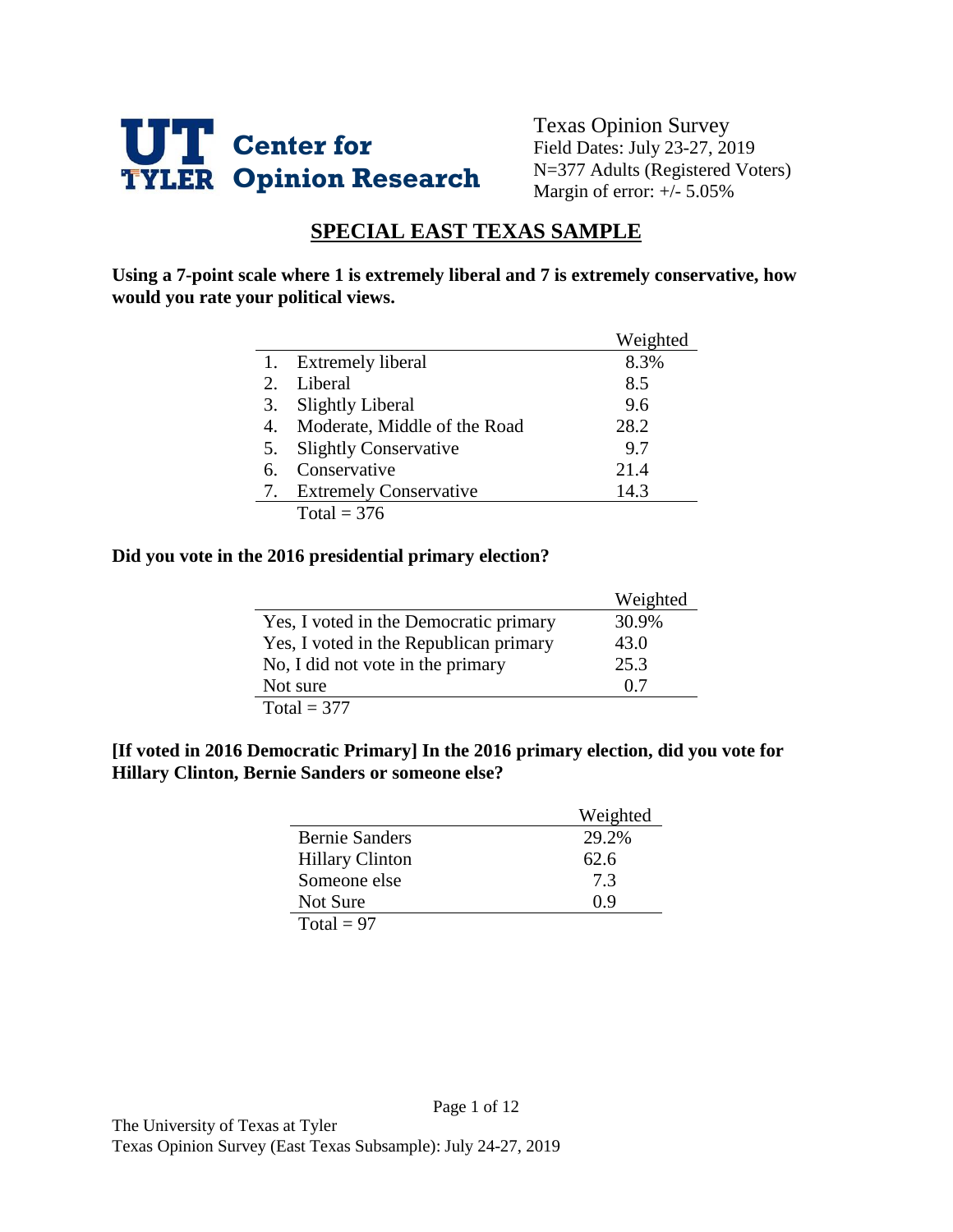**UT TYLER Center for Opinion Research**

Texas Opinion Survey
Field Dates: July 23-27, 2019
N=377 Adults (Registered Voters)
Margin of error: +/- 5.05%

## SPECIAL EAST TEXAS SAMPLE

**Using a 7-point scale where 1 is extremely liberal and 7 is extremely conservative, how would you rate your political views.**

| | Weighted |
|---|---|
| 1. Extremely liberal | 8.3% |
| 2. Liberal | 8.5 |
| 3. Slightly Liberal | 9.6 |
| 4. Moderate, Middle of the Road | 28.2 |
| 5. Slightly Conservative | 9.7 |
| 6. Conservative | 21.4 |
| 7. Extremely Conservative | 14.3 |
| Total = 376 | |

**Did you vote in the 2016 presidential primary election?**

| | Weighted |
|---|---|
| Yes, I voted in the Democratic primary | 30.9% |
| Yes, I voted in the Republican primary | 43.0 |
| No, I did not vote in the primary | 25.3 |
| Not sure | 0.7 |
| Total = 377 | |

**[If voted in 2016 Democratic Primary] In the 2016 primary election, did you vote for Hillary Clinton, Bernie Sanders or someone else?**

| | Weighted |
|---|---|
| Bernie Sanders | 29.2% |
| Hillary Clinton | 62.6 |
| Someone else | 7.3 |
| Not Sure | 0.9 |
| Total = 97 | |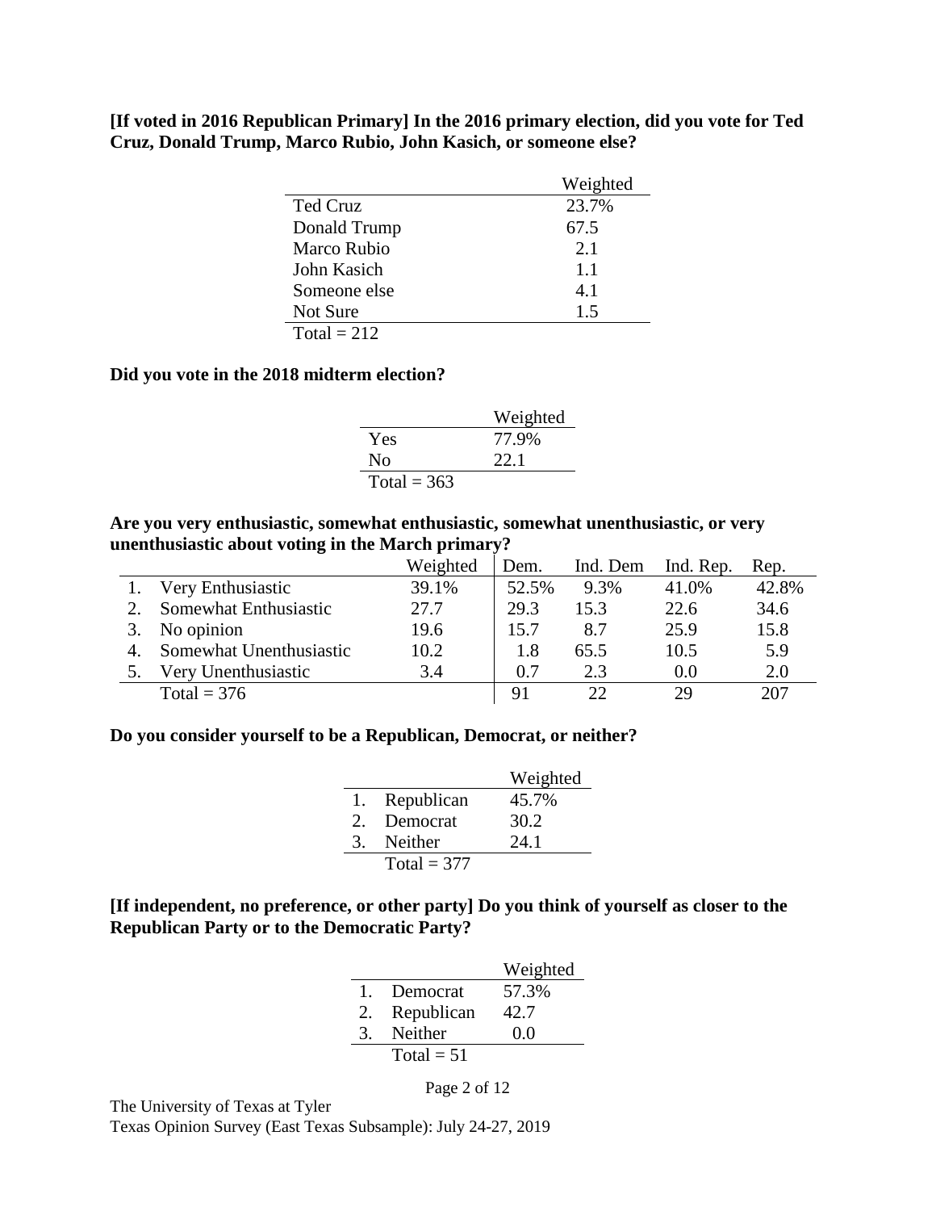**[If voted in 2016 Republican Primary] In the 2016 primary election, did you vote for Ted Cruz, Donald Trump, Marco Rubio, John Kasich, or someone else?**

| | Weighted |
|---|---|
| Ted Cruz | 23.7% |
| Donald Trump | 67.5 |
| Marco Rubio | 2.1 |
| John Kasich | 1.1 |
| Someone else | 4.1 |
| Not Sure | 1.5 |
| Total = 212 | |

**Did you vote in the 2018 midterm election?**

| | Weighted |
|---|---|
| Yes | 77.9% |
| No | 22.1 |
| Total = 363 | |

**Are you very enthusiastic, somewhat enthusiastic, somewhat unenthusiastic, or very unenthusiastic about voting in the March primary?**

| | Weighted | Dem. | Ind. Dem | Ind. Rep. | Rep. |
|---|---|---|---|---|---|
| 1. Very Enthusiastic | 39.1% | 52.5% | 9.3% | 41.0% | 42.8% |
| 2. Somewhat Enthusiastic | 27.7 | 29.3 | 15.3 | 22.6 | 34.6 |
| 3. No opinion | 19.6 | 15.7 | 8.7 | 25.9 | 15.8 |
| 4. Somewhat Unenthusiastic | 10.2 | 1.8 | 65.5 | 10.5 | 5.9 |
| 5. Very Unenthusiastic | 3.4 | 0.7 | 2.3 | 0.0 | 2.0 |
| Total = 376 | | 91 | 22 | 29 | 207 |

**Do you consider yourself to be a Republican, Democrat, or neither?**

| | Weighted |
|---|---|
| 1. Republican | 45.7% |
| 2. Democrat | 30.2 |
| 3. Neither | 24.1 |
| Total = 377 | |

**[If independent, no preference, or other party] Do you think of yourself as closer to the Republican Party or to the Democratic Party?**

| | Weighted |
|---|---|
| 1. Democrat | 57.3% |
| 2. Republican | 42.7 |
| 3. Neither | 0.0 |
| Total = 51 | |

The University of Texas at Tyler
Texas Opinion Survey (East Texas Subsample): July 24-27, 2019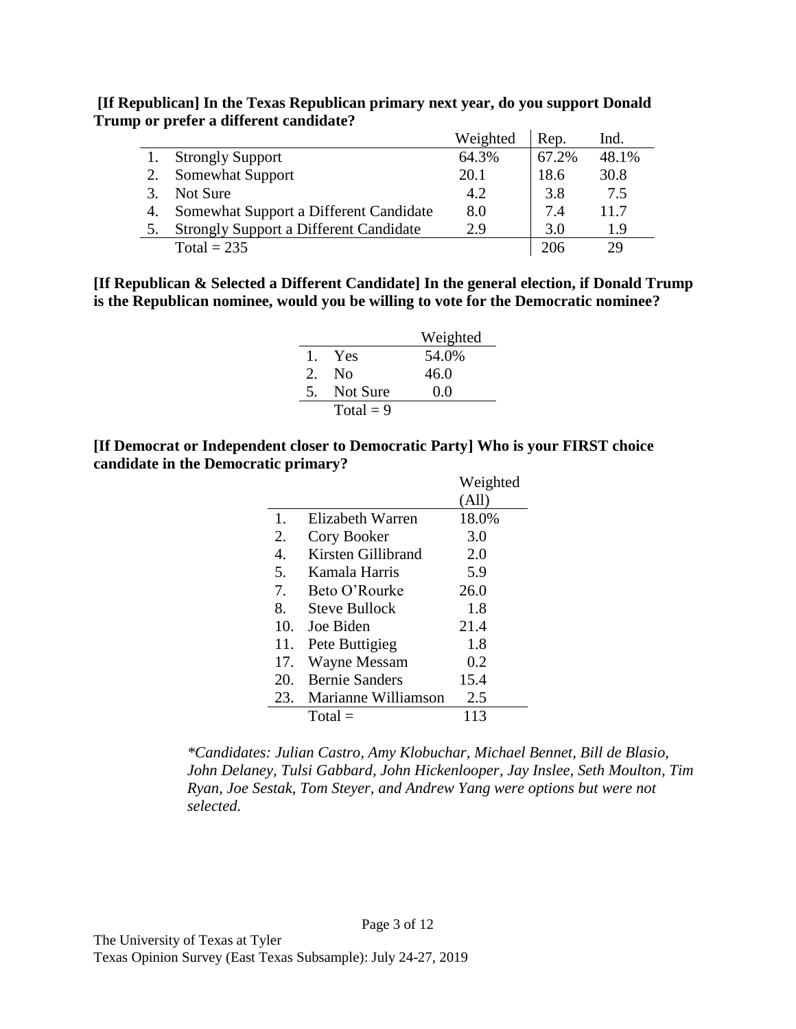**[If Republican] In the Texas Republican primary next year, do you support Donald Trump or prefer a different candidate?**

| | | Weighted | Rep. | Ind. |
|---|---|---|---|---|
| 1. | Strongly Support | 64.3% | 67.2% | 48.1% |
| 2. | Somewhat Support | 20.1 | 18.6 | 30.8 |
| 3. | Not Sure | 4.2 | 3.8 | 7.5 |
| 4. | Somewhat Support a Different Candidate | 8.0 | 7.4 | 11.7 |
| 5. | Strongly Support a Different Candidate | 2.9 | 3.0 | 1.9 |
| | Total = 235 | | 206 | 29 |

**[If Republican & Selected a Different Candidate] In the general election, if Donald Trump is the Republican nominee, would you be willing to vote for the Democratic nominee?**

| | | Weighted |
|---|---|---|
| 1. | Yes | 54.0% |
| 2. | No | 46.0 |
| 5. | Not Sure | 0.0 |
| | Total = 9 | |

**[If Democrat or Independent closer to Democratic Party] Who is your FIRST choice candidate in the Democratic primary?**

| | | Weighted (All) |
|---|---|---|
| 1. | Elizabeth Warren | 18.0% |
| 2. | Cory Booker | 3.0 |
| 4. | Kirsten Gillibrand | 2.0 |
| 5. | Kamala Harris | 5.9 |
| 7. | Beto O'Rourke | 26.0 |
| 8. | Steve Bullock | 1.8 |
| 10. | Joe Biden | 21.4 |
| 11. | Pete Buttigieg | 1.8 |
| 17. | Wayne Messam | 0.2 |
| 20. | Bernie Sanders | 15.4 |
| 23. | Marianne Williamson | 2.5 |
| | Total = | 113 |

*\*Candidates: Julian Castro, Amy Klobuchar, Michael Bennet, Bill de Blasio, John Delaney, Tulsi Gabbard, John Hickenlooper, Jay Inslee, Seth Moulton, Tim Ryan, Joe Sestak, Tom Steyer, and Andrew Yang were options but were not selected.*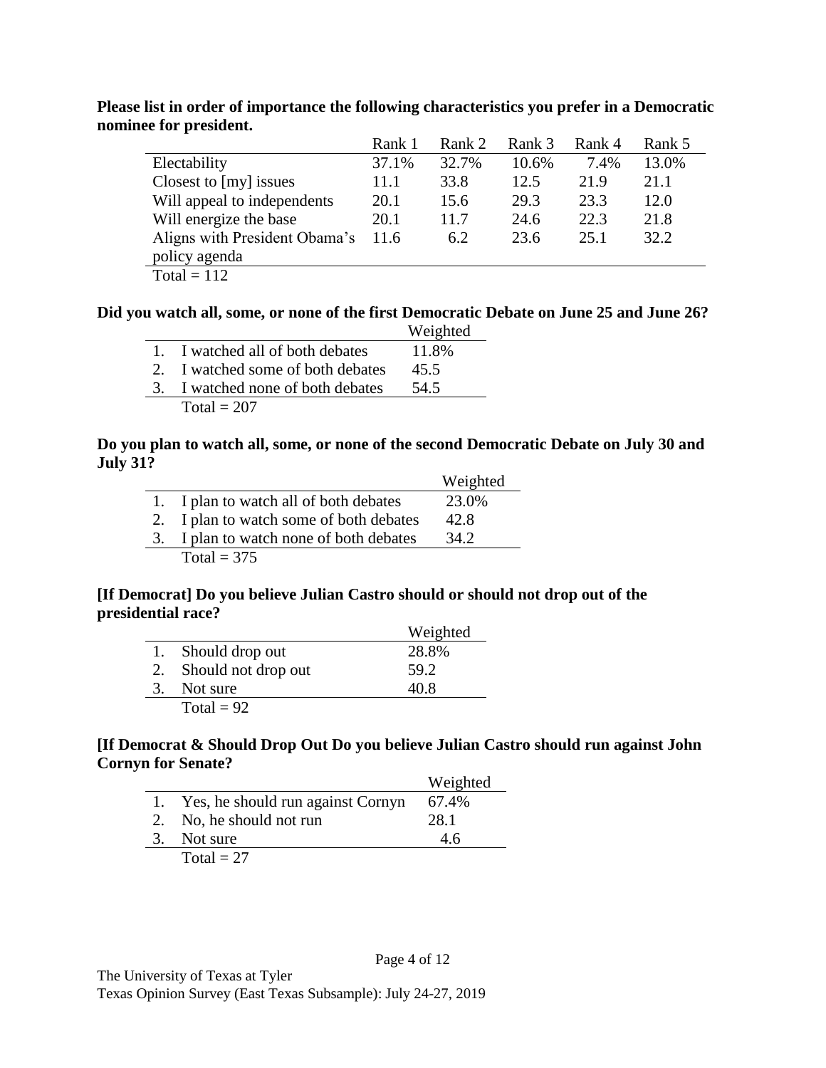**Please list in order of importance the following characteristics you prefer in a Democratic nominee for president.**

| | Rank 1 | Rank 2 | Rank 3 | Rank 4 | Rank 5 |
|---|---|---|---|---|---|
| Electability | 37.1% | 32.7% | 10.6% | 7.4% | 13.0% |
| Closest to [my] issues | 11.1 | 33.8 | 12.5 | 21.9 | 21.1 |
| Will appeal to independents | 20.1 | 15.6 | 29.3 | 23.3 | 12.0 |
| Will energize the base | 20.1 | 11.7 | 24.6 | 22.3 | 21.8 |
| Aligns with President Obama's policy agenda | 11.6 | 6.2 | 23.6 | 25.1 | 32.2 |
| Total = 112 | | | | | |

**Did you watch all, some, or none of the first Democratic Debate on June 25 and June 26?**

| | Weighted |
|---|---|
| 1. I watched all of both debates | 11.8% |
| 2. I watched some of both debates | 45.5 |
| 3. I watched none of both debates | 54.5 |
| Total = 207 | |

**Do you plan to watch all, some, or none of the second Democratic Debate on July 30 and July 31?**

| | Weighted |
|---|---|
| 1. I plan to watch all of both debates | 23.0% |
| 2. I plan to watch some of both debates | 42.8 |
| 3. I plan to watch none of both debates | 34.2 |
| Total = 375 | |

**[If Democrat] Do you believe Julian Castro should or should not drop out of the presidential race?**

| | Weighted |
|---|---|
| 1. Should drop out | 28.8% |
| 2. Should not drop out | 59.2 |
| 3. Not sure | 40.8 |
| Total = 92 | |

**[If Democrat & Should Drop Out Do you believe Julian Castro should run against John Cornyn for Senate?**

| | Weighted |
|---|---|
| 1. Yes, he should run against Cornyn | 67.4% |
| 2. No, he should not run | 28.1 |
| 3. Not sure | 4.6 |
| Total = 27 | |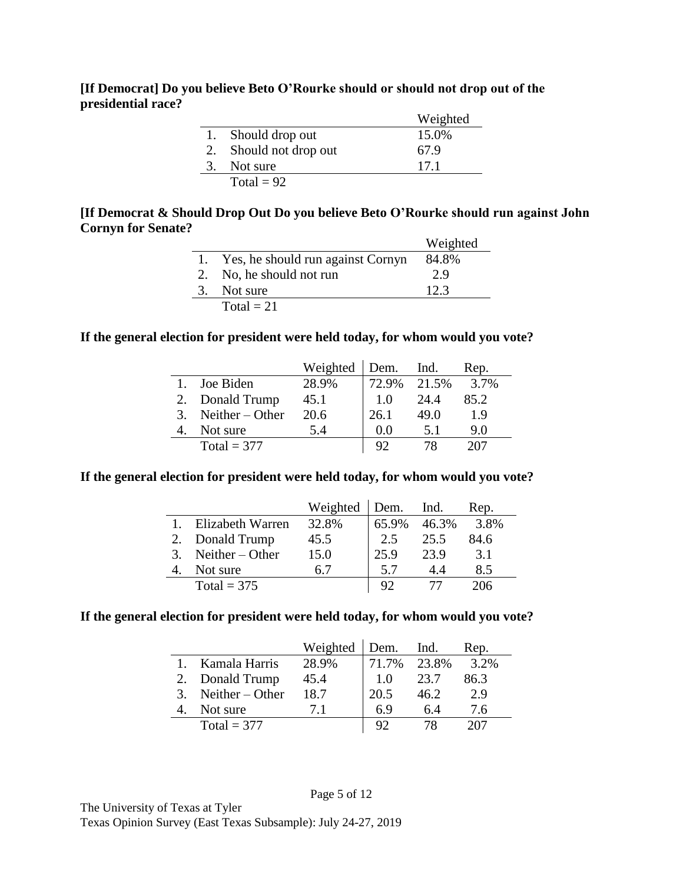**[If Democrat] Do you believe Beto O'Rourke should or should not drop out of the presidential race?**

| | Weighted |
|---|---|
| 1. Should drop out | 15.0% |
| 2. Should not drop out | 67.9 |
| 3. Not sure | 17.1 |
| Total = 92 | |

**[If Democrat & Should Drop Out Do you believe Beto O'Rourke should run against John Cornyn for Senate?**

| | Weighted |
|---|---|
| 1. Yes, he should run against Cornyn | 84.8% |
| 2. No, he should not run | 2.9 |
| 3. Not sure | 12.3 |
| Total = 21 | |

**If the general election for president were held today, for whom would you vote?**

| | Weighted | Dem. | Ind. | Rep. |
|---|---|---|---|---|
| 1. Joe Biden | 28.9% | 72.9% | 21.5% | 3.7% |
| 2. Donald Trump | 45.1 | 1.0 | 24.4 | 85.2 |
| 3. Neither – Other | 20.6 | 26.1 | 49.0 | 1.9 |
| 4. Not sure | 5.4 | 0.0 | 5.1 | 9.0 |
| Total = 377 | | 92 | 78 | 207 |

**If the general election for president were held today, for whom would you vote?**

| | Weighted | Dem. | Ind. | Rep. |
|---|---|---|---|---|
| 1. Elizabeth Warren | 32.8% | 65.9% | 46.3% | 3.8% |
| 2. Donald Trump | 45.5 | 2.5 | 25.5 | 84.6 |
| 3. Neither – Other | 15.0 | 25.9 | 23.9 | 3.1 |
| 4. Not sure | 6.7 | 5.7 | 4.4 | 8.5 |
| Total = 375 | | 92 | 77 | 206 |

**If the general election for president were held today, for whom would you vote?**

| | Weighted | Dem. | Ind. | Rep. |
|---|---|---|---|---|
| 1. Kamala Harris | 28.9% | 71.7% | 23.8% | 3.2% |
| 2. Donald Trump | 45.4 | 1.0 | 23.7 | 86.3 |
| 3. Neither – Other | 18.7 | 20.5 | 46.2 | 2.9 |
| 4. Not sure | 7.1 | 6.9 | 6.4 | 7.6 |
| Total = 377 | | 92 | 78 | 207 |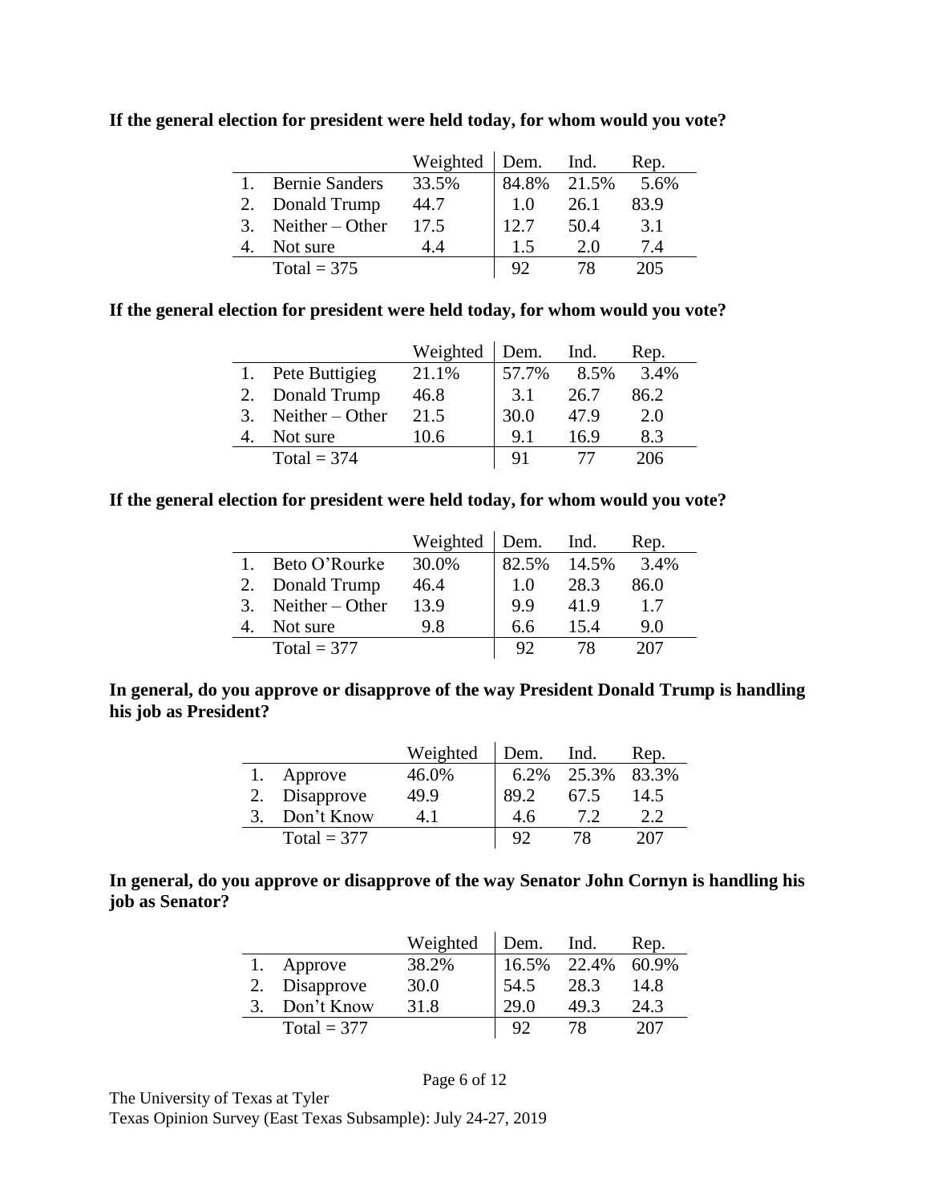**If the general election for president were held today, for whom would you vote?**

| | Weighted | Dem. | Ind. | Rep. |
|---|---|---|---|---|
| 1. Bernie Sanders | 33.5% | 84.8% | 21.5% | 5.6% |
| 2. Donald Trump | 44.7 | 1.0 | 26.1 | 83.9 |
| 3. Neither – Other | 17.5 | 12.7 | 50.4 | 3.1 |
| 4. Not sure | 4.4 | 1.5 | 2.0 | 7.4 |
| Total = 375 | | 92 | 78 | 205 |

**If the general election for president were held today, for whom would you vote?**

| | Weighted | Dem. | Ind. | Rep. |
|---|---|---|---|---|
| 1. Pete Buttigieg | 21.1% | 57.7% | 8.5% | 3.4% |
| 2. Donald Trump | 46.8 | 3.1 | 26.7 | 86.2 |
| 3. Neither – Other | 21.5 | 30.0 | 47.9 | 2.0 |
| 4. Not sure | 10.6 | 9.1 | 16.9 | 8.3 |
| Total = 374 | | 91 | 77 | 206 |

**If the general election for president were held today, for whom would you vote?**

| | Weighted | Dem. | Ind. | Rep. |
|---|---|---|---|---|
| 1. Beto O'Rourke | 30.0% | 82.5% | 14.5% | 3.4% |
| 2. Donald Trump | 46.4 | 1.0 | 28.3 | 86.0 |
| 3. Neither – Other | 13.9 | 9.9 | 41.9 | 1.7 |
| 4. Not sure | 9.8 | 6.6 | 15.4 | 9.0 |
| Total = 377 | | 92 | 78 | 207 |

**In general, do you approve or disapprove of the way President Donald Trump is handling his job as President?**

| | Weighted | Dem. | Ind. | Rep. |
|---|---|---|---|---|
| 1. Approve | 46.0% | 6.2% | 25.3% | 83.3% |
| 2. Disapprove | 49.9 | 89.2 | 67.5 | 14.5 |
| 3. Don't Know | 4.1 | 4.6 | 7.2 | 2.2 |
| Total = 377 | | 92 | 78 | 207 |

**In general, do you approve or disapprove of the way Senator John Cornyn is handling his job as Senator?**

| | Weighted | Dem. | Ind. | Rep. |
|---|---|---|---|---|
| 1. Approve | 38.2% | 16.5% | 22.4% | 60.9% |
| 2. Disapprove | 30.0 | 54.5 | 28.3 | 14.8 |
| 3. Don't Know | 31.8 | 29.0 | 49.3 | 24.3 |
| Total = 377 | | 92 | 78 | 207 |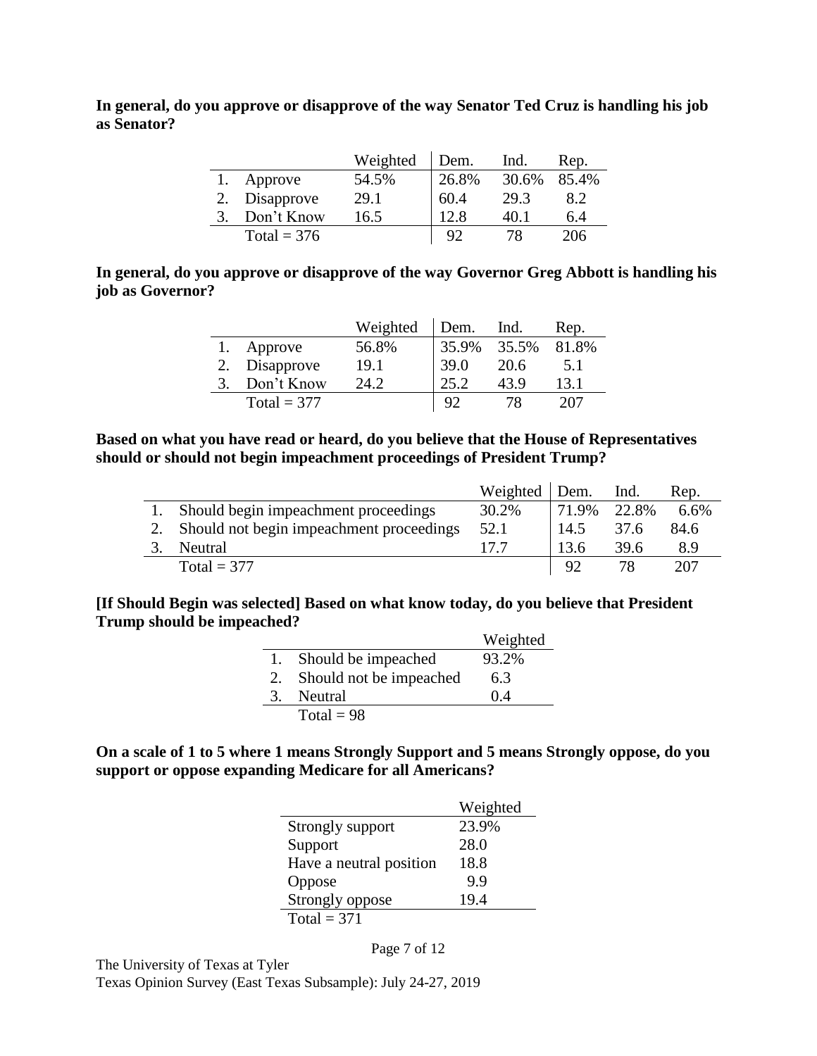**In general, do you approve or disapprove of the way Senator Ted Cruz is handling his job as Senator?**

| | Weighted | Dem. | Ind. | Rep. |
|---|---|---|---|---|
| 1. Approve | 54.5% | 26.8% | 30.6% | 85.4% |
| 2. Disapprove | 29.1 | 60.4 | 29.3 | 8.2 |
| 3. Don't Know | 16.5 | 12.8 | 40.1 | 6.4 |
| Total = 376 | | 92 | 78 | 206 |

**In general, do you approve or disapprove of the way Governor Greg Abbott is handling his job as Governor?**

| | Weighted | Dem. | Ind. | Rep. |
|---|---|---|---|---|
| 1. Approve | 56.8% | 35.9% | 35.5% | 81.8% |
| 2. Disapprove | 19.1 | 39.0 | 20.6 | 5.1 |
| 3. Don't Know | 24.2 | 25.2 | 43.9 | 13.1 |
| Total = 377 | | 92 | 78 | 207 |

**Based on what you have read or heard, do you believe that the House of Representatives should or should not begin impeachment proceedings of President Trump?**

| | Weighted | Dem. | Ind. | Rep. |
|---|---|---|---|---|
| 1. Should begin impeachment proceedings | 30.2% | 71.9% | 22.8% | 6.6% |
| 2. Should not begin impeachment proceedings | 52.1 | 14.5 | 37.6 | 84.6 |
| 3. Neutral | 17.7 | 13.6 | 39.6 | 8.9 |
| Total = 377 | | 92 | 78 | 207 |

**[If Should Begin was selected] Based on what know today, do you believe that President Trump should be impeached?**

| | Weighted |
|---|---|
| 1. Should be impeached | 93.2% |
| 2. Should not be impeached | 6.3 |
| 3. Neutral | 0.4 |
| Total = 98 | |

**On a scale of 1 to 5 where 1 means Strongly Support and 5 means Strongly oppose, do you support or oppose expanding Medicare for all Americans?**

| | Weighted |
|---|---|
| Strongly support | 23.9% |
| Support | 28.0 |
| Have a neutral position | 18.8 |
| Oppose | 9.9 |
| Strongly oppose | 19.4 |
| Total = 371 | |

The University of Texas at Tyler
Texas Opinion Survey (East Texas Subsample): July 24-27, 2019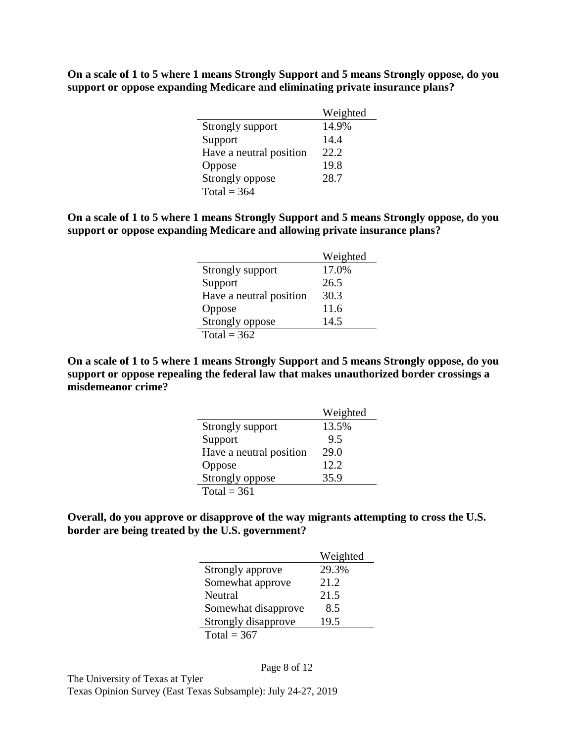**On a scale of 1 to 5 where 1 means Strongly Support and 5 means Strongly oppose, do you support or oppose expanding Medicare and eliminating private insurance plans?**

| | Weighted |
|---|---|
| Strongly support | 14.9% |
| Support | 14.4 |
| Have a neutral position | 22.2 |
| Oppose | 19.8 |
| Strongly oppose | 28.7 |
| Total = 364 | |

**On a scale of 1 to 5 where 1 means Strongly Support and 5 means Strongly oppose, do you support or oppose expanding Medicare and allowing private insurance plans?**

| | Weighted |
|---|---|
| Strongly support | 17.0% |
| Support | 26.5 |
| Have a neutral position | 30.3 |
| Oppose | 11.6 |
| Strongly oppose | 14.5 |
| Total = 362 | |

**On a scale of 1 to 5 where 1 means Strongly Support and 5 means Strongly oppose, do you support or oppose repealing the federal law that makes unauthorized border crossings a misdemeanor crime?**

| | Weighted |
|---|---|
| Strongly support | 13.5% |
| Support | 9.5 |
| Have a neutral position | 29.0 |
| Oppose | 12.2 |
| Strongly oppose | 35.9 |
| Total = 361 | |

**Overall, do you approve or disapprove of the way migrants attempting to cross the U.S. border are being treated by the U.S. government?**

| | Weighted |
|---|---|
| Strongly approve | 29.3% |
| Somewhat approve | 21.2 |
| Neutral | 21.5 |
| Somewhat disapprove | 8.5 |
| Strongly disapprove | 19.5 |
| Total = 367 | |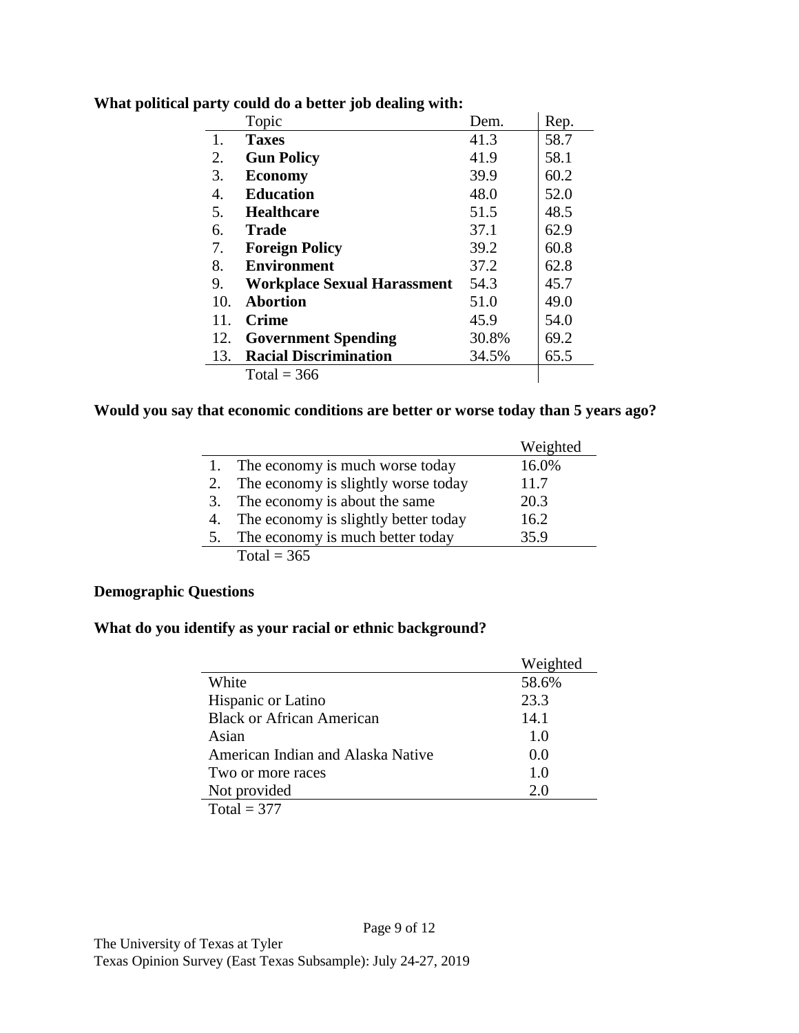**What political party could do a better job dealing with:**

| | Topic | Dem. | Rep. |
|---|---|---|---|
| 1. | **Taxes** | 41.3 | 58.7 |
| 2. | **Gun Policy** | 41.9 | 58.1 |
| 3. | **Economy** | 39.9 | 60.2 |
| 4. | **Education** | 48.0 | 52.0 |
| 5. | **Healthcare** | 51.5 | 48.5 |
| 6. | **Trade** | 37.1 | 62.9 |
| 7. | **Foreign Policy** | 39.2 | 60.8 |
| 8. | **Environment** | 37.2 | 62.8 |
| 9. | **Workplace Sexual Harassment** | 54.3 | 45.7 |
| 10. | **Abortion** | 51.0 | 49.0 |
| 11. | **Crime** | 45.9 | 54.0 |
| 12. | **Government Spending** | 30.8% | 69.2 |
| 13. | **Racial Discrimination** | 34.5% | 65.5 |
| | Total = 366 | | |

**Would you say that economic conditions are better or worse today than 5 years ago?**

| | | Weighted |
|---|---|---|
| 1. | The economy is much worse today | 16.0% |
| 2. | The economy is slightly worse today | 11.7 |
| 3. | The economy is about the same | 20.3 |
| 4. | The economy is slightly better today | 16.2 |
| 5. | The economy is much better today | 35.9 |
| | Total = 365 | |

**Demographic Questions**

**What do you identify as your racial or ethnic background?**

| | Weighted |
|---|---|
| White | 58.6% |
| Hispanic or Latino | 23.3 |
| Black or African American | 14.1 |
| Asian | 1.0 |
| American Indian and Alaska Native | 0.0 |
| Two or more races | 1.0 |
| Not provided | 2.0 |
| Total = 377 | |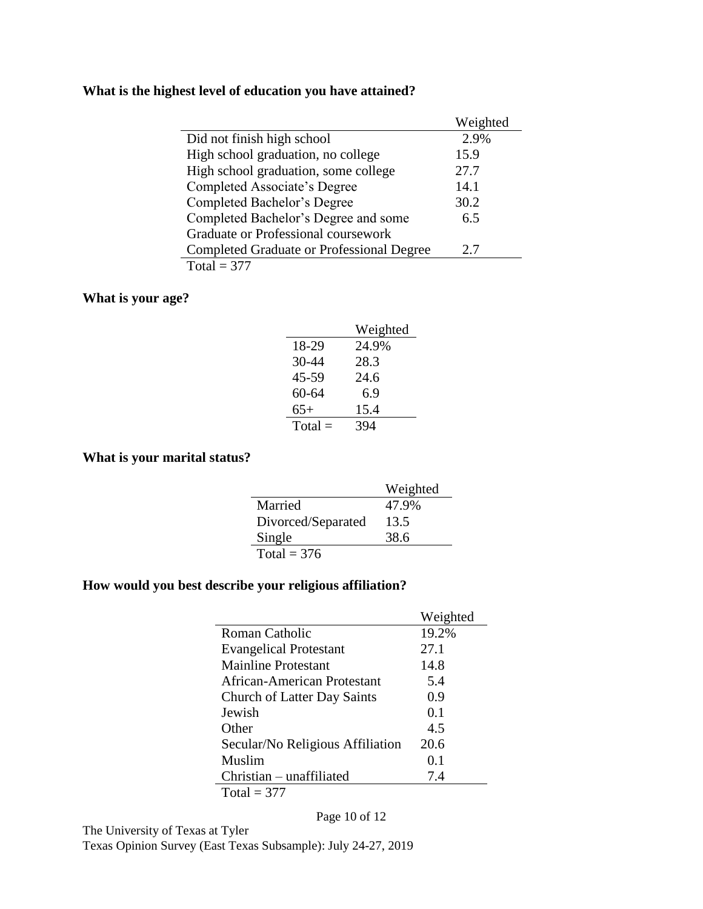**What is the highest level of education you have attained?**

| | Weighted |
|---|---|
| Did not finish high school | 2.9% |
| High school graduation, no college | 15.9 |
| High school graduation, some college | 27.7 |
| Completed Associate's Degree | 14.1 |
| Completed Bachelor's Degree | 30.2 |
| Completed Bachelor's Degree and some Graduate or Professional coursework | 6.5 |
| Completed Graduate or Professional Degree | 2.7 |
| Total = 377 | |

**What is your age?**

| | Weighted |
|---|---|
| 18-29 | 24.9% |
| 30-44 | 28.3 |
| 45-59 | 24.6 |
| 60-64 | 6.9 |
| 65+ | 15.4 |
| Total = | 394 |

**What is your marital status?**

| | Weighted |
|---|---|
| Married | 47.9% |
| Divorced/Separated | 13.5 |
| Single | 38.6 |
| Total = 376 | |

**How would you best describe your religious affiliation?**

| | Weighted |
|---|---|
| Roman Catholic | 19.2% |
| Evangelical Protestant | 27.1 |
| Mainline Protestant | 14.8 |
| African-American Protestant | 5.4 |
| Church of Latter Day Saints | 0.9 |
| Jewish | 0.1 |
| Other | 4.5 |
| Secular/No Religious Affiliation | 20.6 |
| Muslim | 0.1 |
| Christian – unaffiliated | 7.4 |
| Total = 377 | |

The University of Texas at Tyler
Texas Opinion Survey (East Texas Subsample): July 24-27, 2019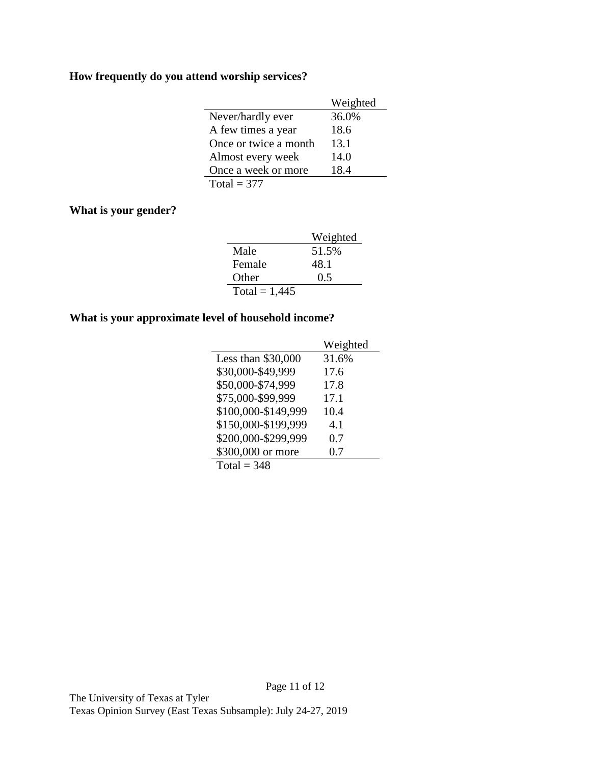**How frequently do you attend worship services?**

| | Weighted |
|---|---|
| Never/hardly ever | 36.0% |
| A few times a year | 18.6 |
| Once or twice a month | 13.1 |
| Almost every week | 14.0 |
| Once a week or more | 18.4 |
| Total = 377 | |

**What is your gender?**

| | Weighted |
|---|---|
| Male | 51.5% |
| Female | 48.1 |
| Other | 0.5 |
| Total = 1,445 | |

**What is your approximate level of household income?**

| | Weighted |
|---|---|
| Less than $30,000 | 31.6% |
| $30,000-$49,999 | 17.6 |
| $50,000-$74,999 | 17.8 |
| $75,000-$99,999 | 17.1 |
| $100,000-$149,999 | 10.4 |
| $150,000-$199,999 | 4.1 |
| $200,000-$299,999 | 0.7 |
| $300,000 or more | 0.7 |
| Total = 348 | |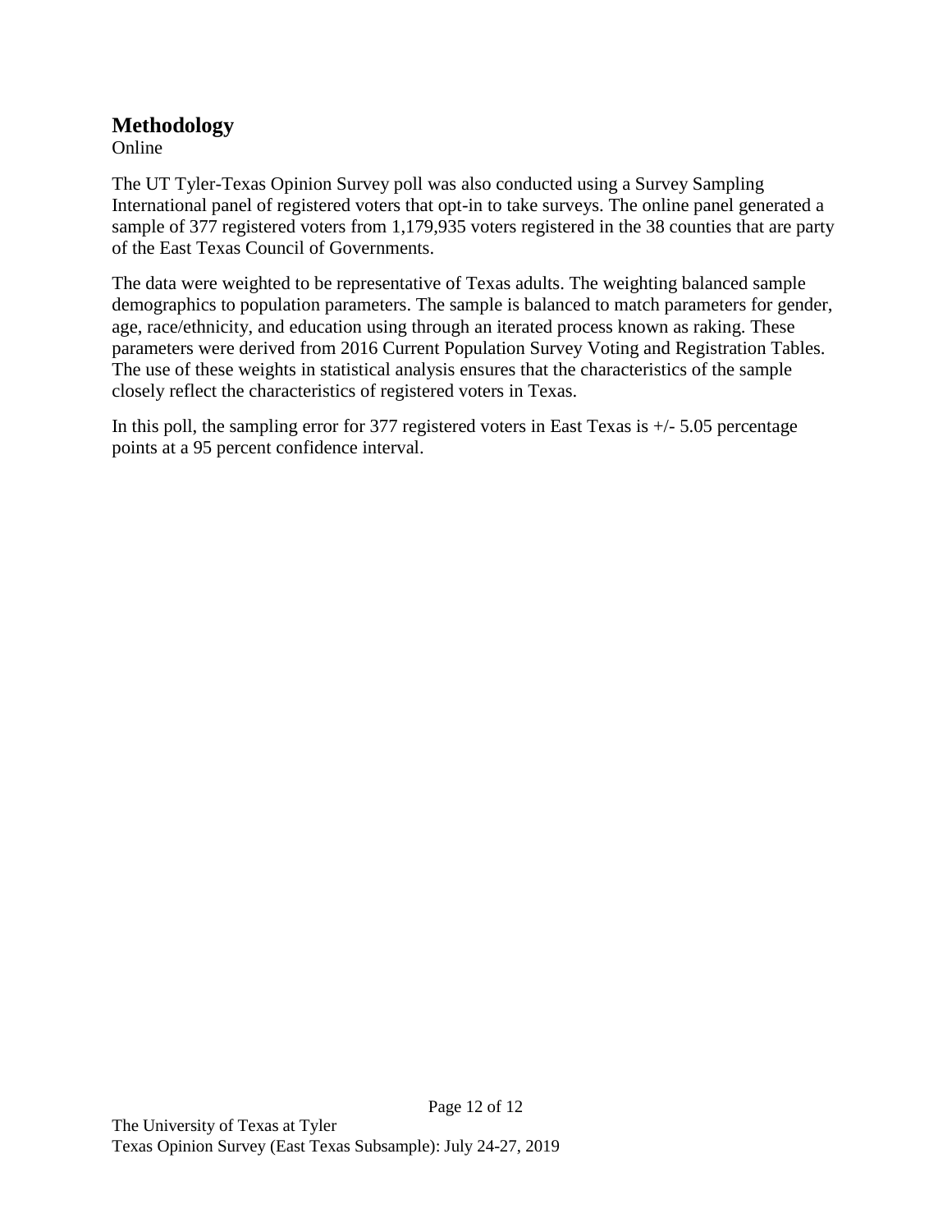## Methodology

Online

The UT Tyler-Texas Opinion Survey poll was also conducted using a Survey Sampling International panel of registered voters that opt-in to take surveys. The online panel generated a sample of 377 registered voters from 1,179,935 voters registered in the 38 counties that are party of the East Texas Council of Governments.

The data were weighted to be representative of Texas adults. The weighting balanced sample demographics to population parameters. The sample is balanced to match parameters for gender, age, race/ethnicity, and education using through an iterated process known as raking. These parameters were derived from 2016 Current Population Survey Voting and Registration Tables. The use of these weights in statistical analysis ensures that the characteristics of the sample closely reflect the characteristics of registered voters in Texas.

In this poll, the sampling error for 377 registered voters in East Texas is +/- 5.05 percentage points at a 95 percent confidence interval.